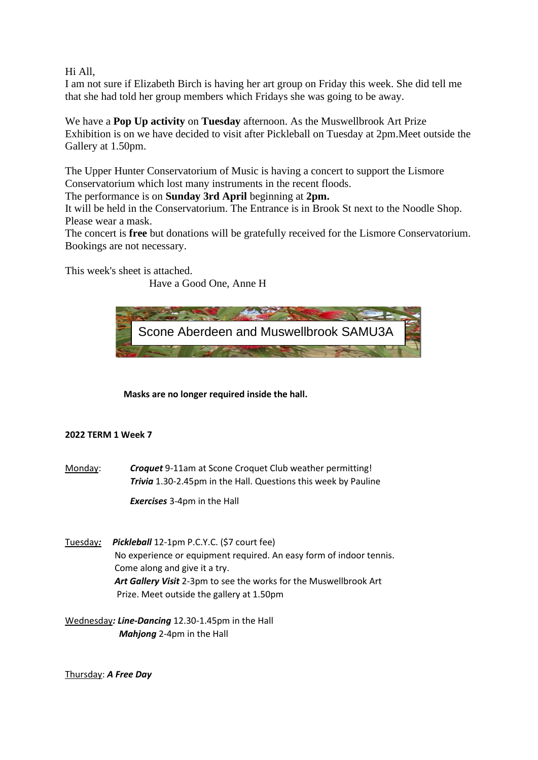Hi All,

I am not sure if Elizabeth Birch is having her art group on Friday this week. She did tell me that she had told her group members which Fridays she was going to be away.

We have a **Pop Up activity** on **Tuesday** afternoon. As the Muswellbrook Art Prize Exhibition is on we have decided to visit after Pickleball on Tuesday at 2pm.Meet outside the Gallery at 1.50pm.

The Upper Hunter Conservatorium of Music is having a concert to support the Lismore Conservatorium which lost many instruments in the recent floods.
The performance is on **Sunday 3rd April** beginning at **2pm.**
It will be held in the Conservatorium. The Entrance is in Brook St next to the Noodle Shop. Please wear a mask.
The concert is **free** but donations will be gratefully received for the Lismore Conservatorium. Bookings are not necessary.

This week's sheet is attached.

Have a Good One, Anne H

# Scone Aberdeen and Muswellbrook SAMU3A

**Masks are no longer required inside the hall.**

**2022 TERM 1 Week 7**

Monday: ***Croquet*** 9-11am at Scone Croquet Club weather permitting!
***Trivia*** 1.30-2.45pm in the Hall. Questions this week by Pauline
***Exercises*** 3-4pm in the Hall

Tuesday: ***Pickleball*** 12-1pm P.C.Y.C. ($7 court fee)
No experience or equipment required. An easy form of indoor tennis.
Come along and give it a try.
***Art Gallery Visit*** 2-3pm to see the works for the Muswellbrook Art Prize. Meet outside the gallery at 1.50pm

Wednesday: ***Line-Dancing*** 12.30-1.45pm in the Hall
***Mahjong*** 2-4pm in the Hall

Thursday: ***A Free Day***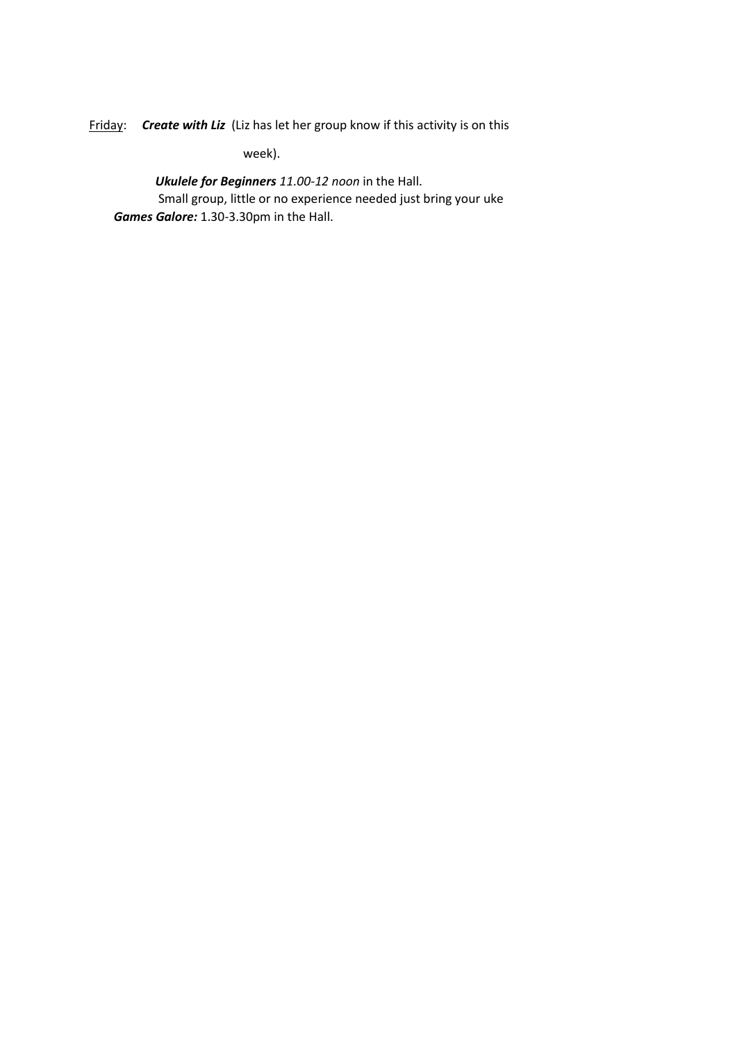<u>Friday</u>: ***Create with Liz*** (Liz has let her group know if this activity is on this week).

***Ukulele for Beginners*** *11.00-12 noon* in the Hall.
Small group, little or no experience needed just bring your uke

***Games Galore:*** 1.30-3.30pm in the Hall.